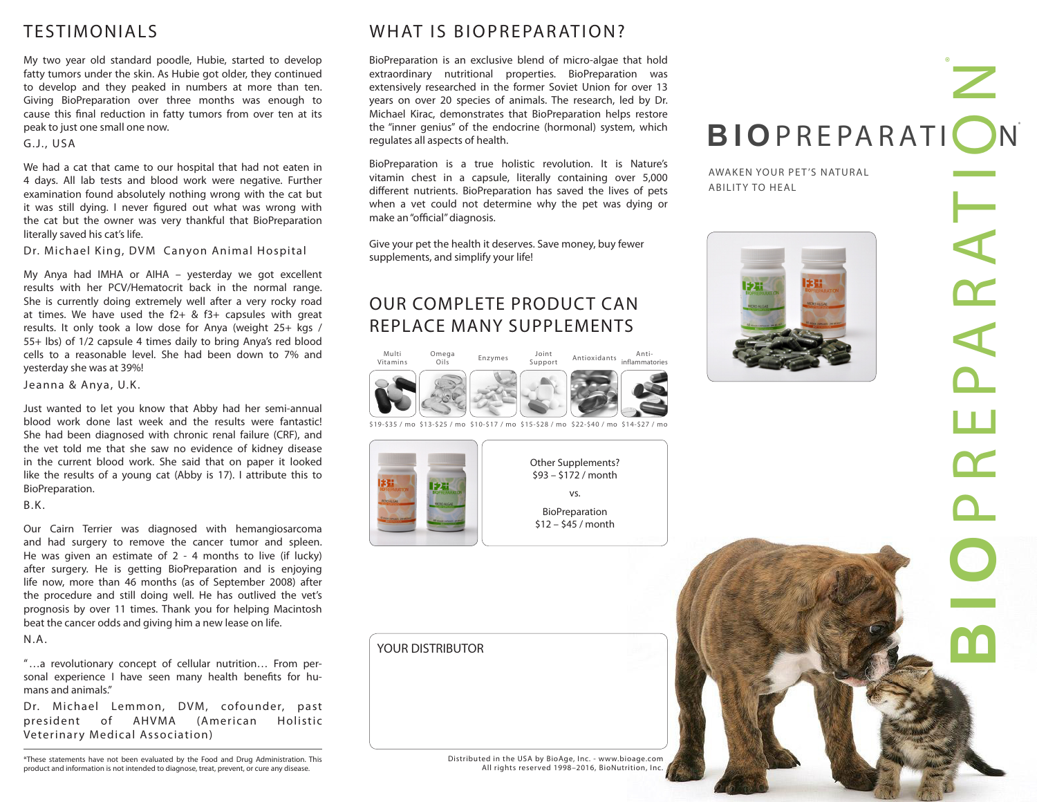# TESTIMONIALS

My two year old standard poodle, Hubie, started to develop fatty tumors under the skin. As Hubie got older, they continued to develop and they peaked in numbers at more than ten. Giving BioPreparation over three months was enough to cause this final reduction in fatty tumors from over ten at its peak to just one small one now.

G.J., USA

We had a cat that came to our hospital that had not eaten in 4 days. All lab tests and blood work were negative. Further examination found absolutely nothing wrong with the cat but it was still dying. I never figured out what was wrong with the cat but the owner was very thankful that BioPreparation literally saved his cat's life.

Dr. Michael King, DVM Canyon Animal Hospital

My Anya had IMHA or AIHA – yesterday we got excellent results with her PCV/Hematocrit back in the normal range. She is currently doing extremely well after a very rocky road at times. We have used the f2+ & f3+ capsules with great results. It only took a low dose for Anya (weight 25+ kgs / 55+ lbs) of 1/2 capsule 4 times daily to bring Anya's red blood cells to a reasonable level. She had been down to 7% and yesterday she was at 39%!

Jeanna & Anya, U.K.

Just wanted to let you know that Abby had her semi-annual blood work done last week and the results were fantastic! She had been diagnosed with chronic renal failure (CRF), and the vet told me that she saw no evidence of kidney disease in the current blood work. She said that on paper it looked like the results of a young cat (Abby is 17). I attribute this to BioPreparation.

B.K.

Our Cairn Terrier was diagnosed with hemangiosarcoma and had surgery to remove the cancer tumor and spleen. He was given an estimate of 2 - 4 months to live (if lucky) after surgery. He is getting BioPreparation and is enjoying life now, more than 46 months (as of September 2008) after the procedure and still doing well. He has outlived the vet's prognosis by over 11 times. Thank you for helping Macintosh beat the cancer odds and giving him a new lease on life.

N.A.

"…a revolutionary concept of cellular nutrition… From personal experience I have seen many health benefits for humans and animals."

Dr. Michael Lemmon, DVM, cofounder, past president of AHVMA (American Holistic Veterinary Medical Association)

*These statements have not been evaluated by the Food and Drug Administration. This product and information is not intended to diagnose, treat, prevent, or cure any disease.

# WHAT IS BIOPREPARATION?

BioPreparation is an exclusive blend of micro-algae that hold extraordinary nutritional properties. BioPreparation was extensively researched in the former Soviet Union for over 13 years on over 20 species of animals. The research, led by Dr. Michael Kirac, demonstrates that BioPreparation helps restore the "inner genius" of the endocrine (hormonal) system, which regulates all aspects of health.

BioPreparation is a true holistic revolution. It is Nature's vitamin chest in a capsule, literally containing over 5,000 different nutrients. BioPreparation has saved the lives of pets when a vet could not determine why the pet was dying or make an "official" diagnosis.

Give your pet the health it deserves. Save money, buy fewer supplements, and simplify your life!

# OUR COMPLETE PRODUCT CAN REPLACE MANY SUPPLEMENTS

| Multi Vitamins | Omega Oils | Enzymes | Joint Support | Antioxidants | Anti-inflammatories |
|---|---|---|---|---|---|
| $19-$35 / mo | $13-$25 / mo | $10-$17 / mo | $15-$28 / mo | $22-$40 / mo | $14-$27 / mo |

Other Supplements?
$93 – $172 / month

vs.

BioPreparation
$12 – $45 / month

YOUR DISTRIBUTOR

Distributed in the USA by BioAge, Inc. - www.bioage.com
All rights reserved 1998–2016, BioNutrition, Inc.

# BIOPREPARATION®

AWAKEN YOUR PET'S NATURAL ABILITY TO HEAL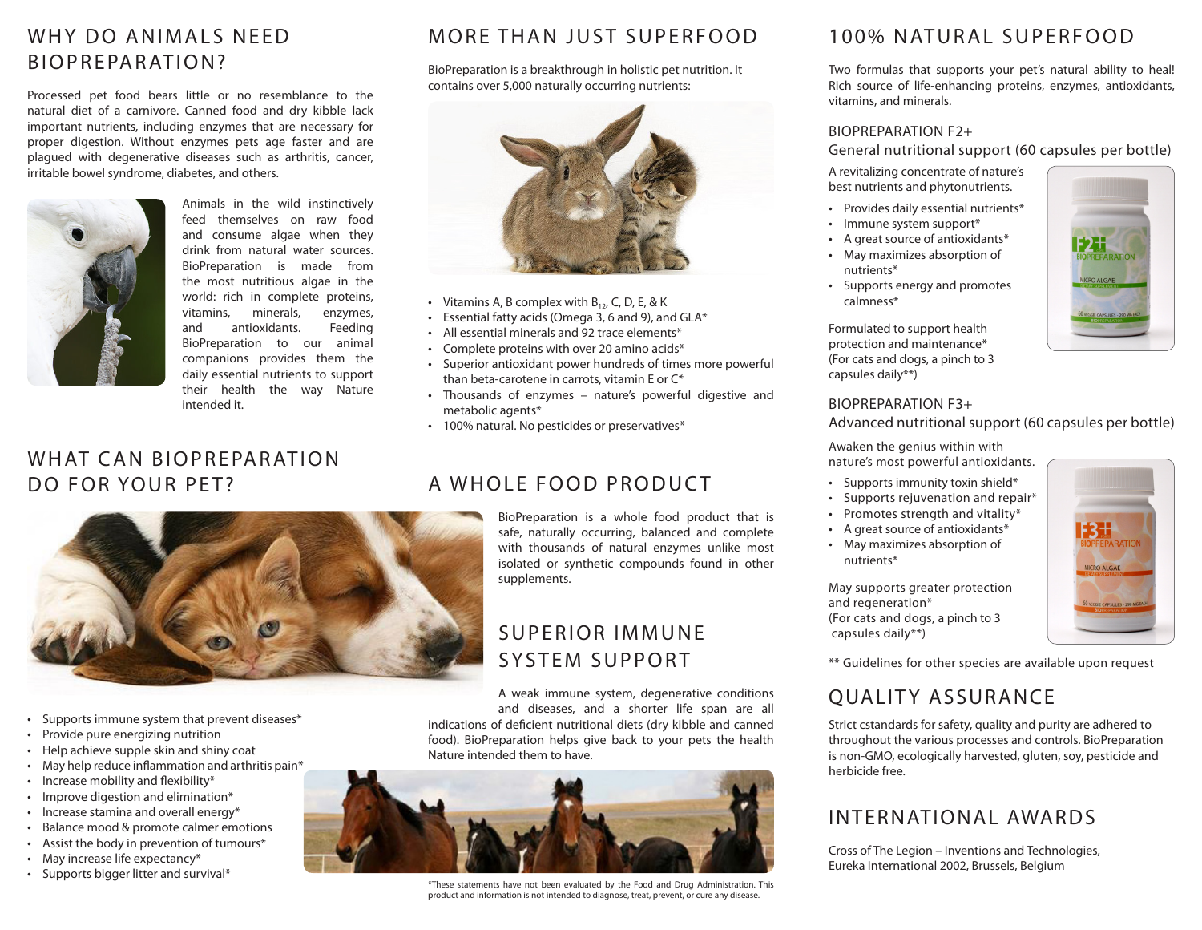## WHY DO ANIMALS NEED BIOPREPARATION?

Processed pet food bears little or no resemblance to the natural diet of a carnivore. Canned food and dry kibble lack important nutrients, including enzymes that are necessary for proper digestion. Without enzymes pets age faster and are plagued with degenerative diseases such as arthritis, cancer, irritable bowel syndrome, diabetes, and others.

Animals in the wild instinctively feed themselves on raw food and consume algae when they drink from natural water sources. BioPreparation is made from the most nutritious algae in the world: rich in complete proteins, vitamins, minerals, enzymes, and antioxidants. Feeding BioPreparation to our animal companions provides them the daily essential nutrients to support their health the way Nature intended it.

## WHAT CAN BIOPREPARATION DO FOR YOUR PET?

- Supports immune system that prevent diseases*
- Provide pure energizing nutrition
- Help achieve supple skin and shiny coat
- May help reduce inflammation and arthritis pain*
- Increase mobility and flexibility*
- Improve digestion and elimination*
- Increase stamina and overall energy*
- Balance mood & promote calmer emotions
- Assist the body in prevention of tumours*
- May increase life expectancy*
- Supports bigger litter and survival*

## MORE THAN JUST SUPERFOOD

BioPreparation is a breakthrough in holistic pet nutrition. It contains over 5,000 naturally occurring nutrients:

- Vitamins A, B complex with $B_{12}$, C, D, E, & K
- Essential fatty acids (Omega 3, 6 and 9), and GLA*
- All essential minerals and 92 trace elements*
- Complete proteins with over 20 amino acids*
- Superior antioxidant power hundreds of times more powerful than beta-carotene in carrots, vitamin E or C*
- Thousands of enzymes – nature's powerful digestive and metabolic agents*
- 100% natural. No pesticides or preservatives*

## A WHOLE FOOD PRODUCT

BioPreparation is a whole food product that is safe, naturally occurring, balanced and complete with thousands of natural enzymes unlike most isolated or synthetic compounds found in other supplements.

## SUPERIOR IMMUNE SYSTEM SUPPORT

A weak immune system, degenerative conditions and diseases, and a shorter life span are all indications of deficient nutritional diets (dry kibble and canned food). BioPreparation helps give back to your pets the health Nature intended them to have.

*These statements have not been evaluated by the Food and Drug Administration. This product and information is not intended to diagnose, treat, prevent, or cure any disease.

## 100% NATURAL SUPERFOOD

Two formulas that supports your pet's natural ability to heal! Rich source of life-enhancing proteins, enzymes, antioxidants, vitamins, and minerals.

### BIOPREPARATION F2+
General nutritional support (60 capsules per bottle)

A revitalizing concentrate of nature's best nutrients and phytonutrients.

- Provides daily essential nutrients*
- Immune system support*
- A great source of antioxidants*
- May maximizes absorption of nutrients*
- Supports energy and promotes calmness*

Formulated to support health protection and maintenance*
(For cats and dogs, a pinch to 3 capsules daily**)

### BIOPREPARATION F3+
Advanced nutritional support (60 capsules per bottle)

Awaken the genius within with nature's most powerful antioxidants.

- Supports immunity toxin shield*
- Supports rejuvenation and repair*
- Promotes strength and vitality*
- A great source of antioxidants*
- May maximizes absorption of nutrients*

May supports greater protection and regeneration*
(For cats and dogs, a pinch to 3 capsules daily**)

** Guidelines for other species are available upon request

## QUALITY ASSURANCE

Strict cstandards for safety, quality and purity are adhered to throughout the various processes and controls. BioPreparation is non-GMO, ecologically harvested, gluten, soy, pesticide and herbicide free.

## INTERNATIONAL AWARDS

Cross of The Legion – Inventions and Technologies, Eureka International 2002, Brussels, Belgium